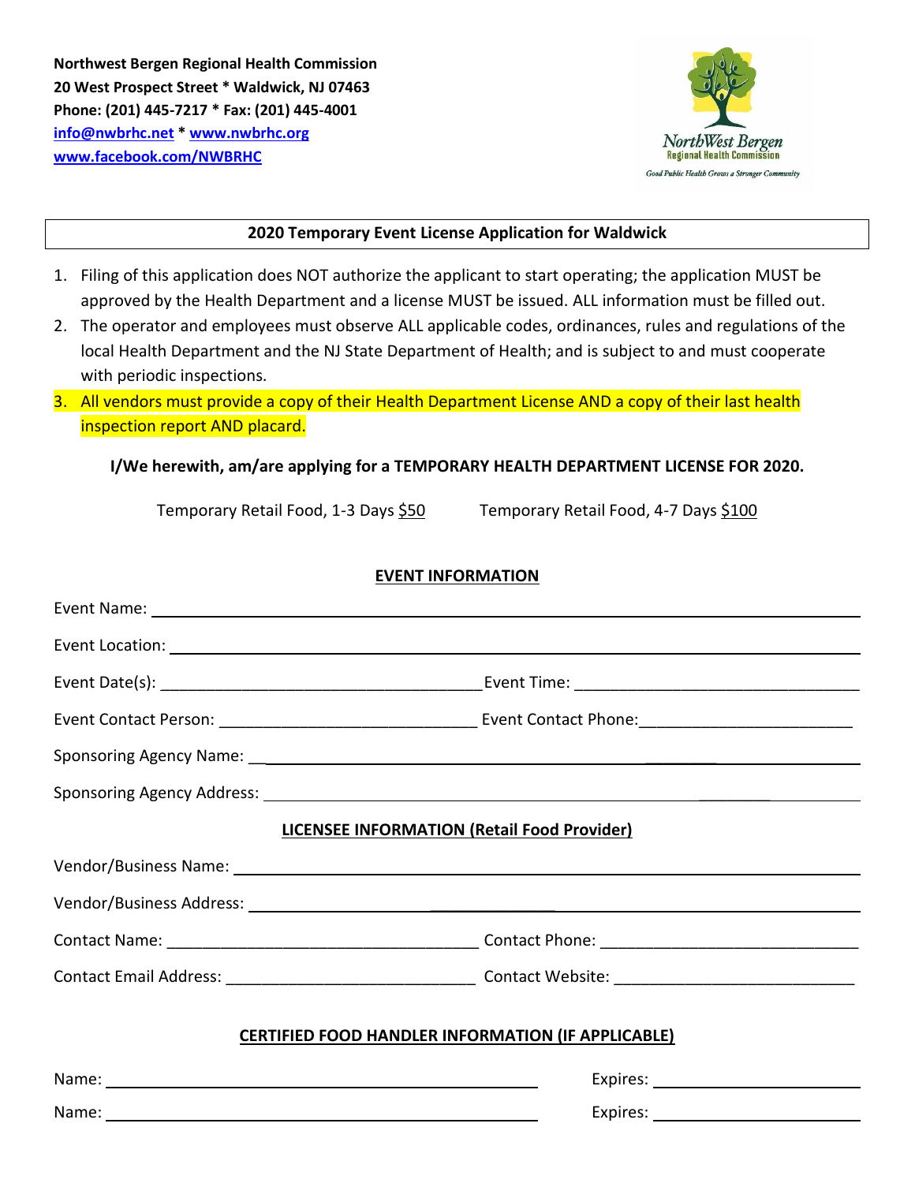**Northwest Bergen Regional Health Commission**
**20 West Prospect Street * Waldwick, NJ 07463**
**Phone: (201) 445-7217 * Fax: (201) 445-4001**
**info@nwbrhc.net * www.nwbrhc.org**
**www.facebook.com/NWBRHC**

NorthWest Bergen
Regional Health Commission
Good Public Health Grows a Stronger Community

## 2020 Temporary Event License Application for Waldwick

1. Filing of this application does NOT authorize the applicant to start operating; the application MUST be approved by the Health Department and a license MUST be issued. ALL information must be filled out.
2. The operator and employees must observe ALL applicable codes, ordinances, rules and regulations of the local Health Department and the NJ State Department of Health; and is subject to and must cooperate with periodic inspections.
3. All vendors must provide a copy of their Health Department License AND a copy of their last health inspection report AND placard.

**I/We herewith, am/are applying for a TEMPORARY HEALTH DEPARTMENT LICENSE FOR 2020.**

Temporary Retail Food, 1-3 Days $50 Temporary Retail Food, 4-7 Days $100

### EVENT INFORMATION

Event Name: ____________________

Event Location: ____________________

Event Date(s): ____________________ Event Time: ____________________

Event Contact Person: ____________________ Event Contact Phone: ____________________

Sponsoring Agency Name: ____________________

Sponsoring Agency Address: ____________________

### LICENSEE INFORMATION (Retail Food Provider)

Vendor/Business Name: ____________________

Vendor/Business Address: ____________________

Contact Name: ____________________ Contact Phone: ____________________

Contact Email Address: ____________________ Contact Website: ____________________

### CERTIFIED FOOD HANDLER INFORMATION (IF APPLICABLE)

Name: ____________________ Expires: ____________________

Name: ____________________ Expires: ____________________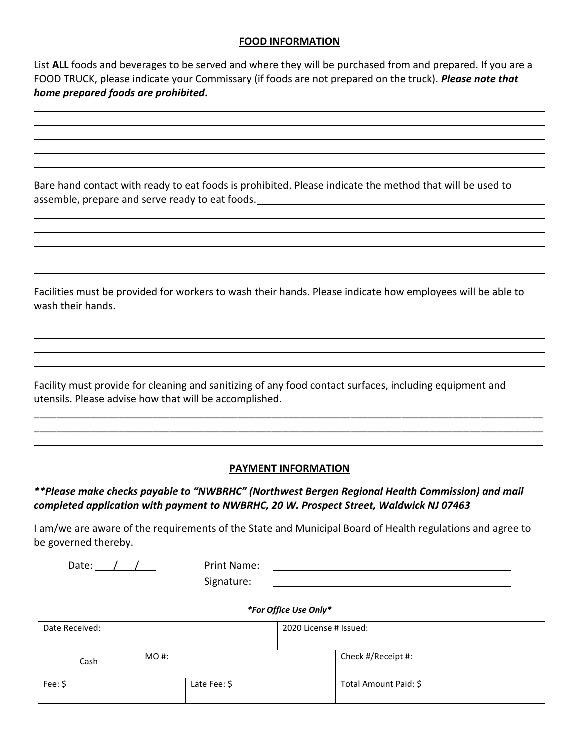## FOOD INFORMATION

List **ALL** foods and beverages to be served and where they will be purchased from and prepared. If you are a FOOD TRUCK, please indicate your Commissary (if foods are not prepared on the truck). ***Please note that home prepared foods are prohibited*.**

Bare hand contact with ready to eat foods is prohibited. Please indicate the method that will be used to assemble, prepare and serve ready to eat foods.

Facilities must be provided for workers to wash their hands. Please indicate how employees will be able to wash their hands.

Facility must provide for cleaning and sanitizing of any food contact surfaces, including equipment and utensils. Please advise how that will be accomplished.

## PAYMENT INFORMATION

***\*\*Please make checks payable to "NWBRHC" (Northwest Bergen Regional Health Commission) and mail completed application with payment to NWBRHC, 20 W. Prospect Street, Waldwick NJ 07463***

I am/we are aware of the requirements of the State and Municipal Board of Health regulations and agree to be governed thereby.

Date: ___/___/___

Print Name: ______________________

Signature: ______________________

***For Office Use Only***

| | | | |
|---|---|---|---|
| Date Received: | | 2020 License # Issued: | |
| Cash | MO #: | | Check #/Receipt #: |
| Fee: $ | Late Fee: $ | | Total Amount Paid: $ |